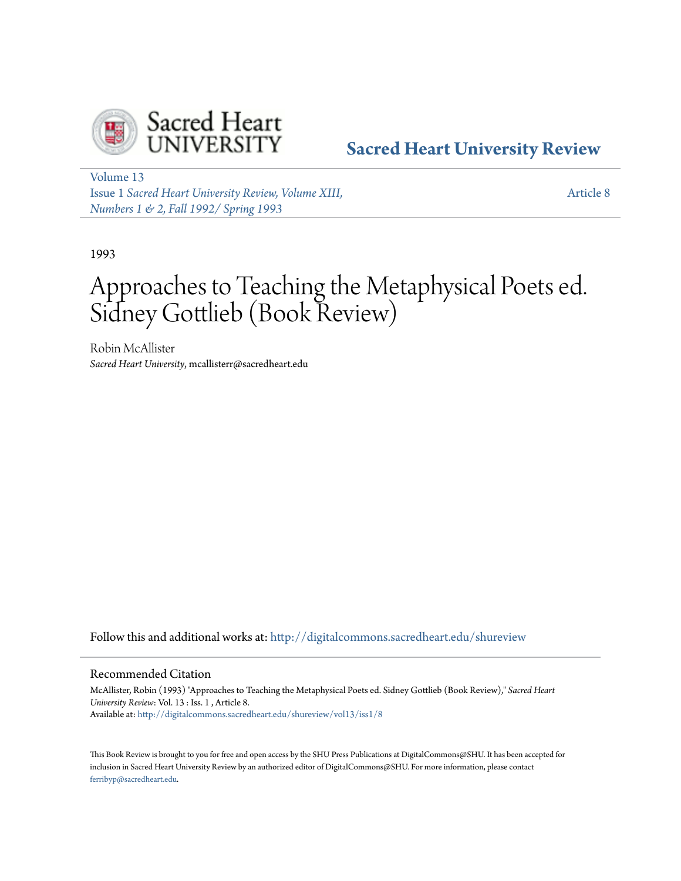Sacred Heart University Review

Volume 13
Issue 1 *Sacred Heart University Review, Volume XIII, Numbers 1 & 2, Fall 1992/ Spring 1993*

Article 8

1993

# Approaches to Teaching the Metaphysical Poets ed. Sidney Gottlieb (Book Review)

Robin McAllister
*Sacred Heart University*, mcallisterr@sacredheart.edu

Follow this and additional works at: http://digitalcommons.sacredheart.edu/shureview

## Recommended Citation

McAllister, Robin (1993) "Approaches to Teaching the Metaphysical Poets ed. Sidney Gottlieb (Book Review)," *Sacred Heart University Review*: Vol. 13 : Iss. 1 , Article 8.
Available at: http://digitalcommons.sacredheart.edu/shureview/vol13/iss1/8

This Book Review is brought to you for free and open access by the SHU Press Publications at DigitalCommons@SHU. It has been accepted for inclusion in Sacred Heart University Review by an authorized editor of DigitalCommons@SHU. For more information, please contact ferribyp@sacredheart.edu.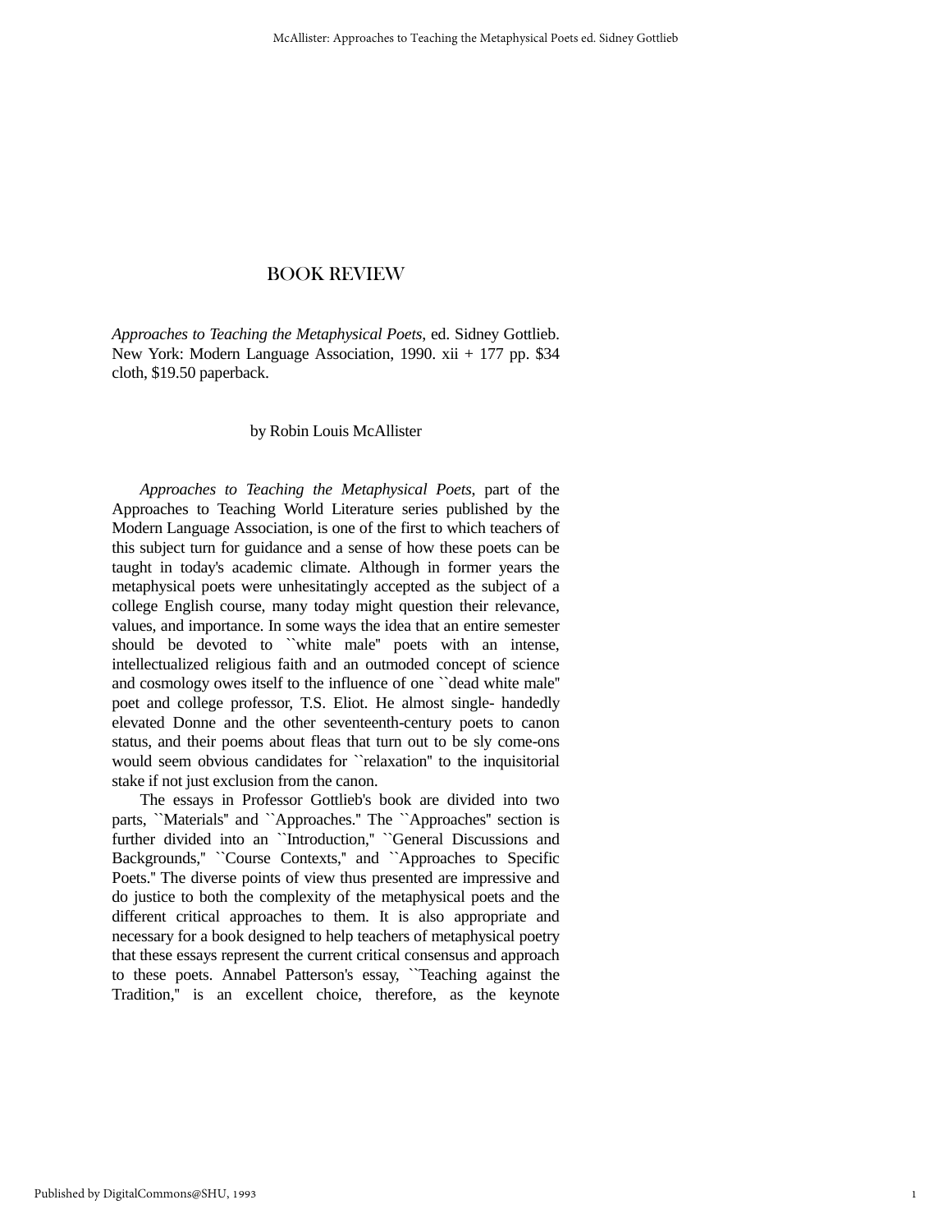## BOOK REVIEW

*Approaches to Teaching the Metaphysical Poets*, ed. Sidney Gottlieb. New York: Modern Language Association, 1990. xii + 177 pp. $34 cloth, $19.50 paperback.

by Robin Louis McAllister

*Approaches to Teaching the Metaphysical Poets*, part of the Approaches to Teaching World Literature series published by the Modern Language Association, is one of the first to which teachers of this subject turn for guidance and a sense of how these poets can be taught in today's academic climate. Although in former years the metaphysical poets were unhesitatingly accepted as the subject of a college English course, many today might question their relevance, values, and importance. In some ways the idea that an entire semester should be devoted to "white male" poets with an intense, intellectualized religious faith and an outmoded concept of science and cosmology owes itself to the influence of one "dead white male" poet and college professor, T.S. Eliot. He almost single- handedly elevated Donne and the other seventeenth-century poets to canon status, and their poems about fleas that turn out to be sly come-ons would seem obvious candidates for "relaxation" to the inquisitorial stake if not just exclusion from the canon.

The essays in Professor Gottlieb's book are divided into two parts, "Materials" and "Approaches." The "Approaches" section is further divided into an "Introduction," "General Discussions and Backgrounds," "Course Contexts," and "Approaches to Specific Poets." The diverse points of view thus presented are impressive and do justice to both the complexity of the metaphysical poets and the different critical approaches to them. It is also appropriate and necessary for a book designed to help teachers of metaphysical poetry that these essays represent the current critical consensus and approach to these poets. Annabel Patterson's essay, "Teaching against the Tradition," is an excellent choice, therefore, as the keynote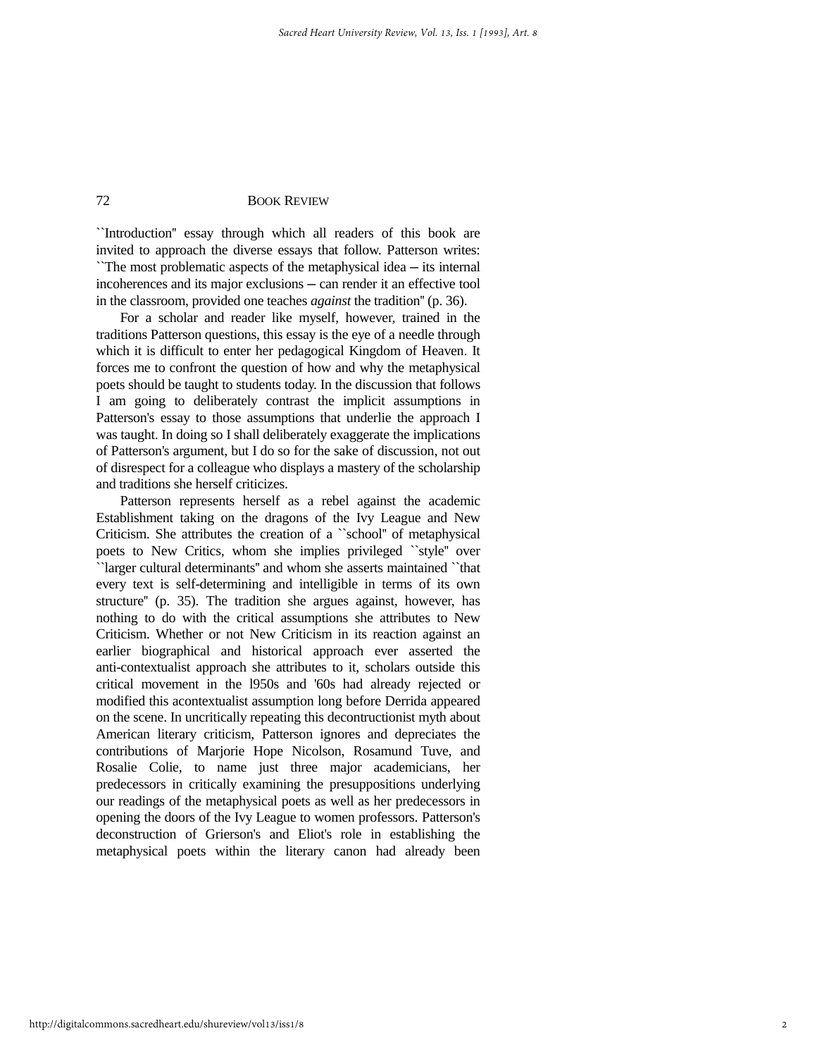``Introduction'' essay through which all readers of this book are invited to approach the diverse essays that follow. Patterson writes: ``The most problematic aspects of the metaphysical idea — its internal incoherences and its major exclusions — can render it an effective tool in the classroom, provided one teaches *against* the tradition'' (p. 36).

For a scholar and reader like myself, however, trained in the traditions Patterson questions, this essay is the eye of a needle through which it is difficult to enter her pedagogical Kingdom of Heaven. It forces me to confront the question of how and why the metaphysical poets should be taught to students today. In the discussion that follows I am going to deliberately contrast the implicit assumptions in Patterson's essay to those assumptions that underlie the approach I was taught. In doing so I shall deliberately exaggerate the implications of Patterson's argument, but I do so for the sake of discussion, not out of disrespect for a colleague who displays a mastery of the scholarship and traditions she herself criticizes.

Patterson represents herself as a rebel against the academic Establishment taking on the dragons of the Ivy League and New Criticism. She attributes the creation of a ``school'' of metaphysical poets to New Critics, whom she implies privileged ``style'' over ``larger cultural determinants'' and whom she asserts maintained ``that every text is self-determining and intelligible in terms of its own structure'' (p. 35). The tradition she argues against, however, has nothing to do with the critical assumptions she attributes to New Criticism. Whether or not New Criticism in its reaction against an earlier biographical and historical approach ever asserted the anti-contextualist approach she attributes to it, scholars outside this critical movement in the l950s and '60s had already rejected or modified this acontextualist assumption long before Derrida appeared on the scene. In uncritically repeating this decontructionist myth about American literary criticism, Patterson ignores and depreciates the contributions of Marjorie Hope Nicolson, Rosamund Tuve, and Rosalie Colie, to name just three major academicians, her predecessors in critically examining the presuppositions underlying our readings of the metaphysical poets as well as her predecessors in opening the doors of the Ivy League to women professors. Patterson's deconstruction of Grierson's and Eliot's role in establishing the metaphysical poets within the literary canon had already been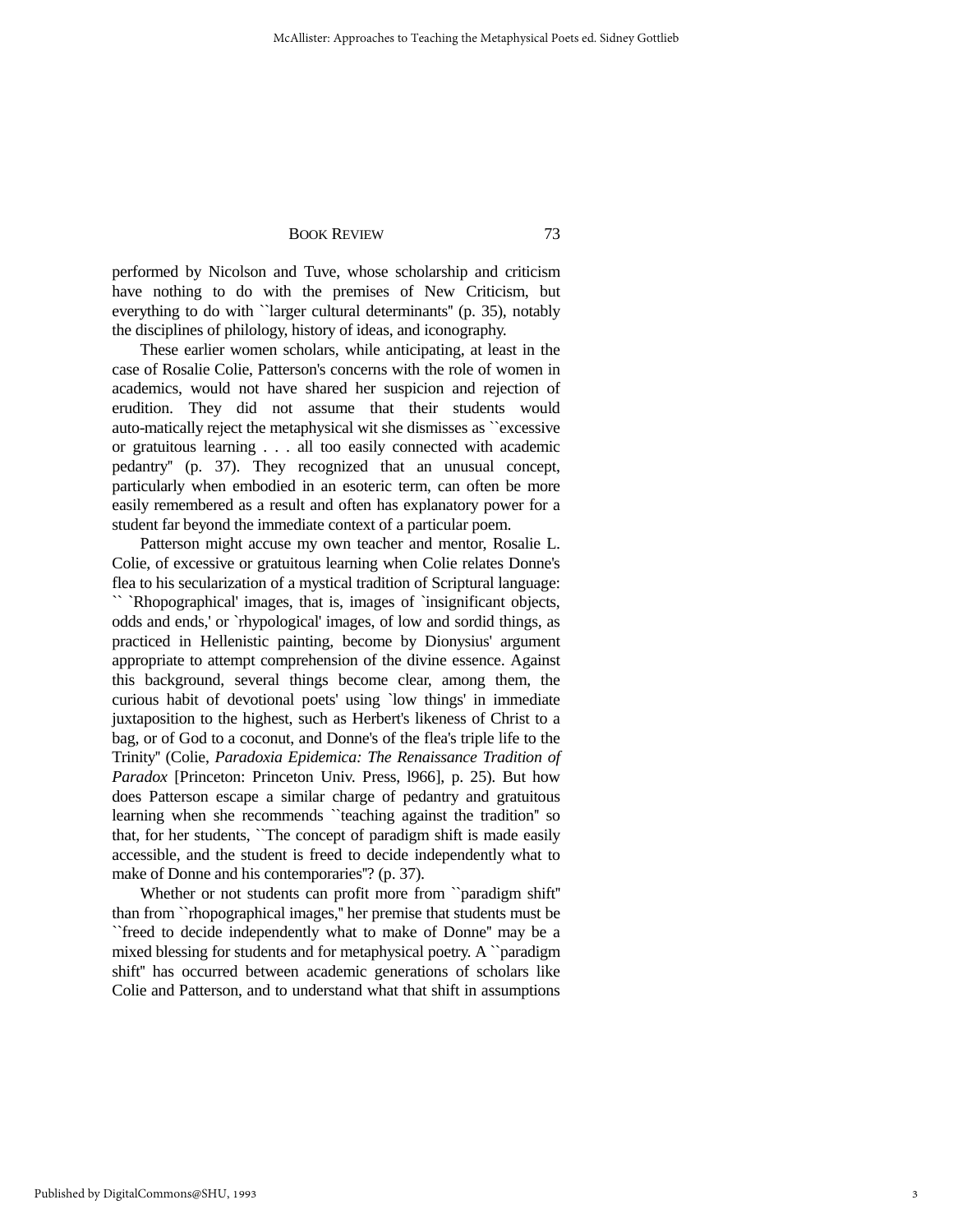performed by Nicolson and Tuve, whose scholarship and criticism have nothing to do with the premises of New Criticism, but everything to do with ``larger cultural determinants'' (p. 35), notably the disciplines of philology, history of ideas, and iconography.

These earlier women scholars, while anticipating, at least in the case of Rosalie Colie, Patterson's concerns with the role of women in academics, would not have shared her suspicion and rejection of erudition. They did not assume that their students would auto-matically reject the metaphysical wit she dismisses as ``excessive or gratuitous learning . . . all too easily connected with academic pedantry'' (p. 37). They recognized that an unusual concept, particularly when embodied in an esoteric term, can often be more easily remembered as a result and often has explanatory power for a student far beyond the immediate context of a particular poem.

Patterson might accuse my own teacher and mentor, Rosalie L. Colie, of excessive or gratuitous learning when Colie relates Donne's flea to his secularization of a mystical tradition of Scriptural language: `` `Rhopographical' images, that is, images of `insignificant objects, odds and ends,' or `rhypological' images, of low and sordid things, as practiced in Hellenistic painting, become by Dionysius' argument appropriate to attempt comprehension of the divine essence. Against this background, several things become clear, among them, the curious habit of devotional poets' using `low things' in immediate juxtaposition to the highest, such as Herbert's likeness of Christ to a bag, or of God to a coconut, and Donne's of the flea's triple life to the Trinity'' (Colie, *Paradoxia Epidemica: The Renaissance Tradition of Paradox* [Princeton: Princeton Univ. Press, l966], p. 25). But how does Patterson escape a similar charge of pedantry and gratuitous learning when she recommends ``teaching against the tradition'' so that, for her students, ``The concept of paradigm shift is made easily accessible, and the student is freed to decide independently what to make of Donne and his contemporaries''? (p. 37).

Whether or not students can profit more from ``paradigm shift'' than from ``rhopographical images,'' her premise that students must be ``freed to decide independently what to make of Donne'' may be a mixed blessing for students and for metaphysical poetry. A ``paradigm shift'' has occurred between academic generations of scholars like Colie and Patterson, and to understand what that shift in assumptions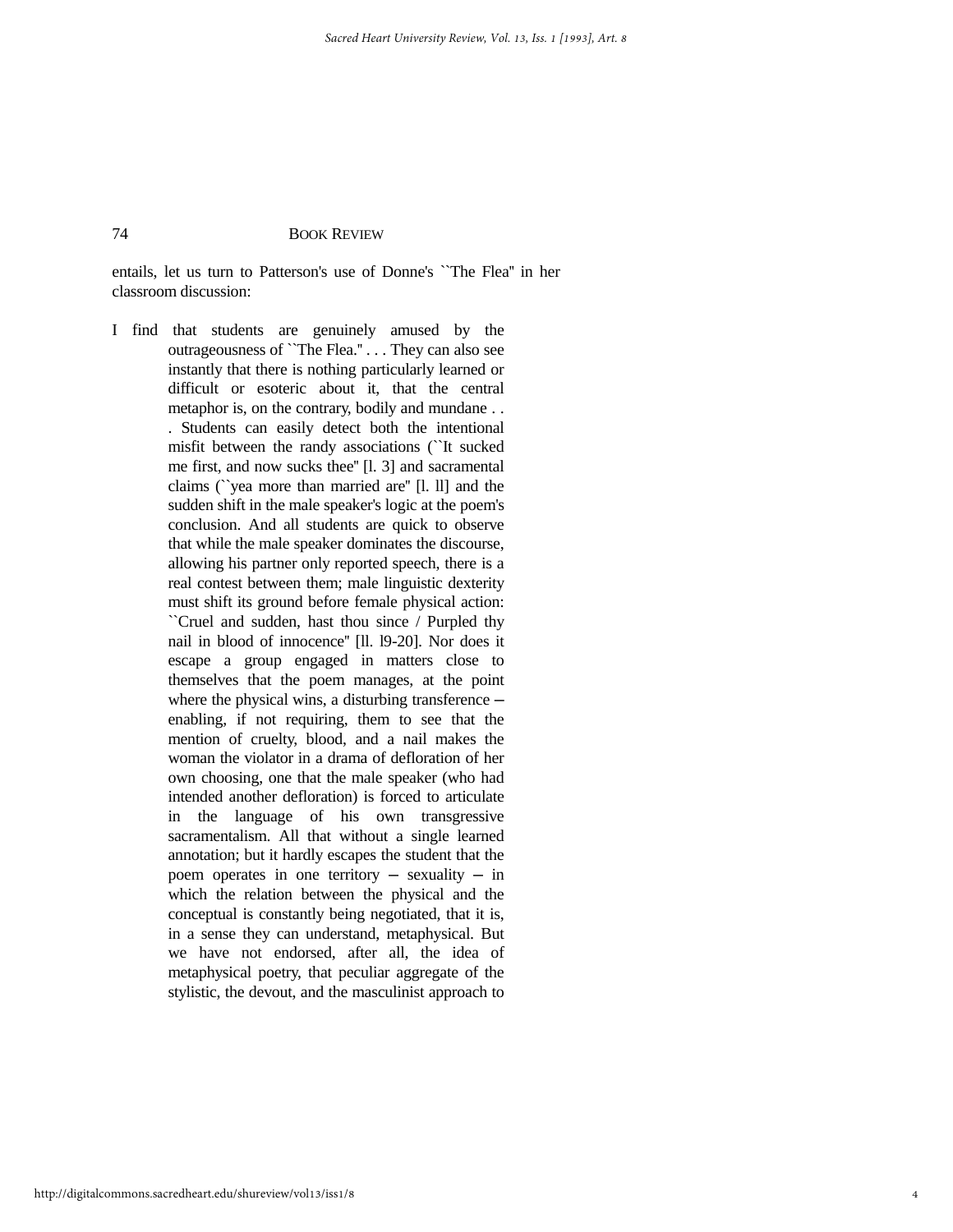entails, let us turn to Patterson's use of Donne's ``The Flea'' in her classroom discussion:

> I find that students are genuinely amused by the outrageousness of ``The Flea.'' . . . They can also see instantly that there is nothing particularly learned or difficult or esoteric about it, that the central metaphor is, on the contrary, bodily and mundane . . . Students can easily detect both the intentional misfit between the randy associations (``It sucked me first, and now sucks thee'' [l. 3] and sacramental claims (``yea more than married are'' [l. ll] and the sudden shift in the male speaker's logic at the poem's conclusion. And all students are quick to observe that while the male speaker dominates the discourse, allowing his partner only reported speech, there is a real contest between them; male linguistic dexterity must shift its ground before female physical action: ``Cruel and sudden, hast thou since / Purpled thy nail in blood of innocence'' [ll. l9-20]. Nor does it escape a group engaged in matters close to themselves that the poem manages, at the point where the physical wins, a disturbing transference -- enabling, if not requiring, them to see that the mention of cruelty, blood, and a nail makes the woman the violator in a drama of defloration of her own choosing, one that the male speaker (who had intended another defloration) is forced to articulate in the language of his own transgressive sacramentalism. All that without a single learned annotation; but it hardly escapes the student that the poem operates in one territory -- sexuality -- in which the relation between the physical and the conceptual is constantly being negotiated, that it is, in a sense they can understand, metaphysical. But we have not endorsed, after all, the idea of metaphysical poetry, that peculiar aggregate of the stylistic, the devout, and the masculinist approach to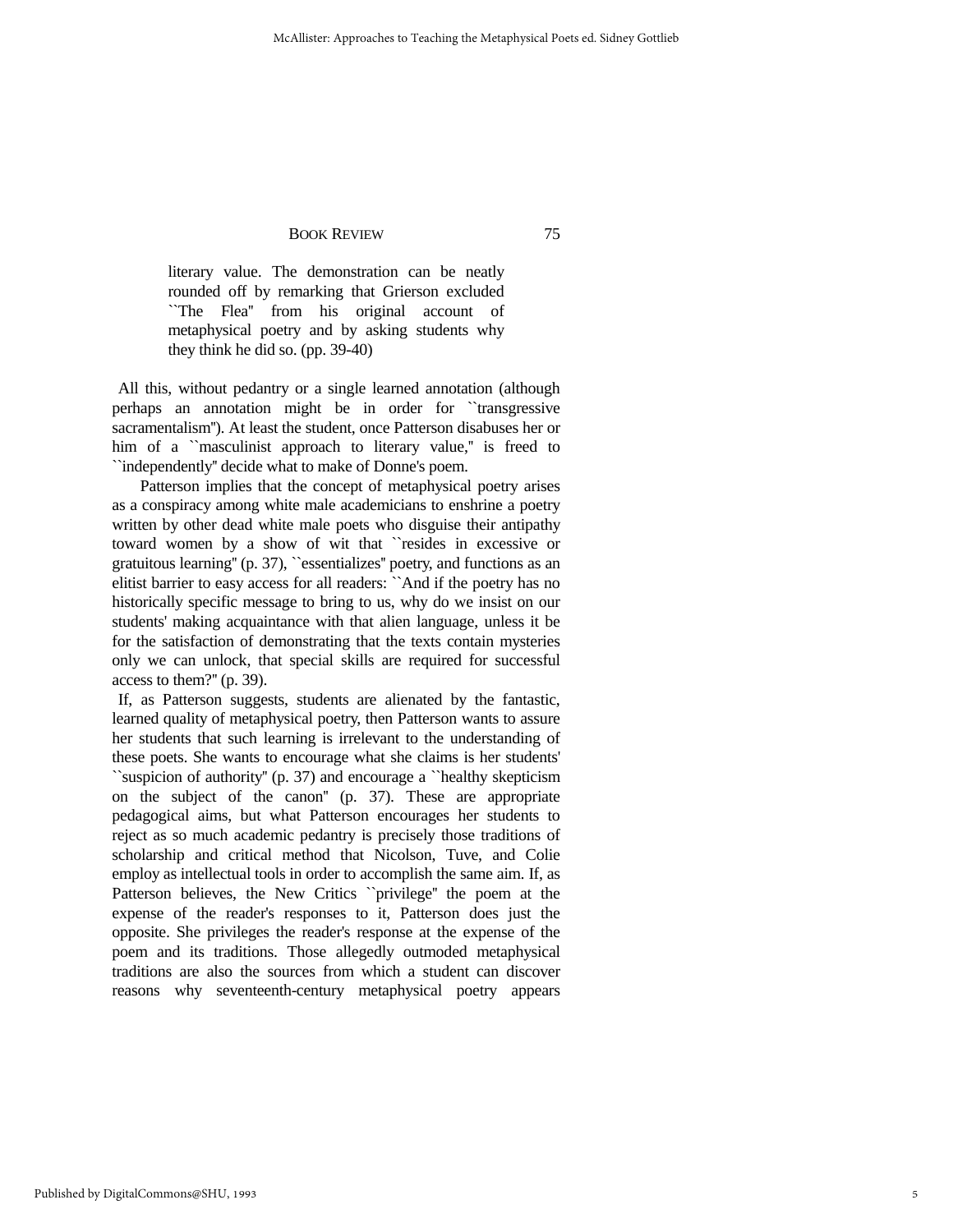> literary value. The demonstration can be neatly rounded off by remarking that Grierson excluded ``The Flea'' from his original account of metaphysical poetry and by asking students why they think he did so. (pp. 39-40)

All this, without pedantry or a single learned annotation (although perhaps an annotation might be in order for ``transgressive sacramentalism''). At least the student, once Patterson disabuses her or him of a ``masculinist approach to literary value,'' is freed to ``independently'' decide what to make of Donne's poem.

Patterson implies that the concept of metaphysical poetry arises as a conspiracy among white male academicians to enshrine a poetry written by other dead white male poets who disguise their antipathy toward women by a show of wit that ``resides in excessive or gratuitous learning'' (p. 37), ``essentializes'' poetry, and functions as an elitist barrier to easy access for all readers: ``And if the poetry has no historically specific message to bring to us, why do we insist on our students' making acquaintance with that alien language, unless it be for the satisfaction of demonstrating that the texts contain mysteries only we can unlock, that special skills are required for successful access to them?'' (p. 39).

If, as Patterson suggests, students are alienated by the fantastic, learned quality of metaphysical poetry, then Patterson wants to assure her students that such learning is irrelevant to the understanding of these poets. She wants to encourage what she claims is her students' ``suspicion of authority'' (p. 37) and encourage a ``healthy skepticism on the subject of the canon'' (p. 37). These are appropriate pedagogical aims, but what Patterson encourages her students to reject as so much academic pedantry is precisely those traditions of scholarship and critical method that Nicolson, Tuve, and Colie employ as intellectual tools in order to accomplish the same aim. If, as Patterson believes, the New Critics ``privilege'' the poem at the expense of the reader's responses to it, Patterson does just the opposite. She privileges the reader's response at the expense of the poem and its traditions. Those allegedly outmoded metaphysical traditions are also the sources from which a student can discover reasons why seventeenth-century metaphysical poetry appears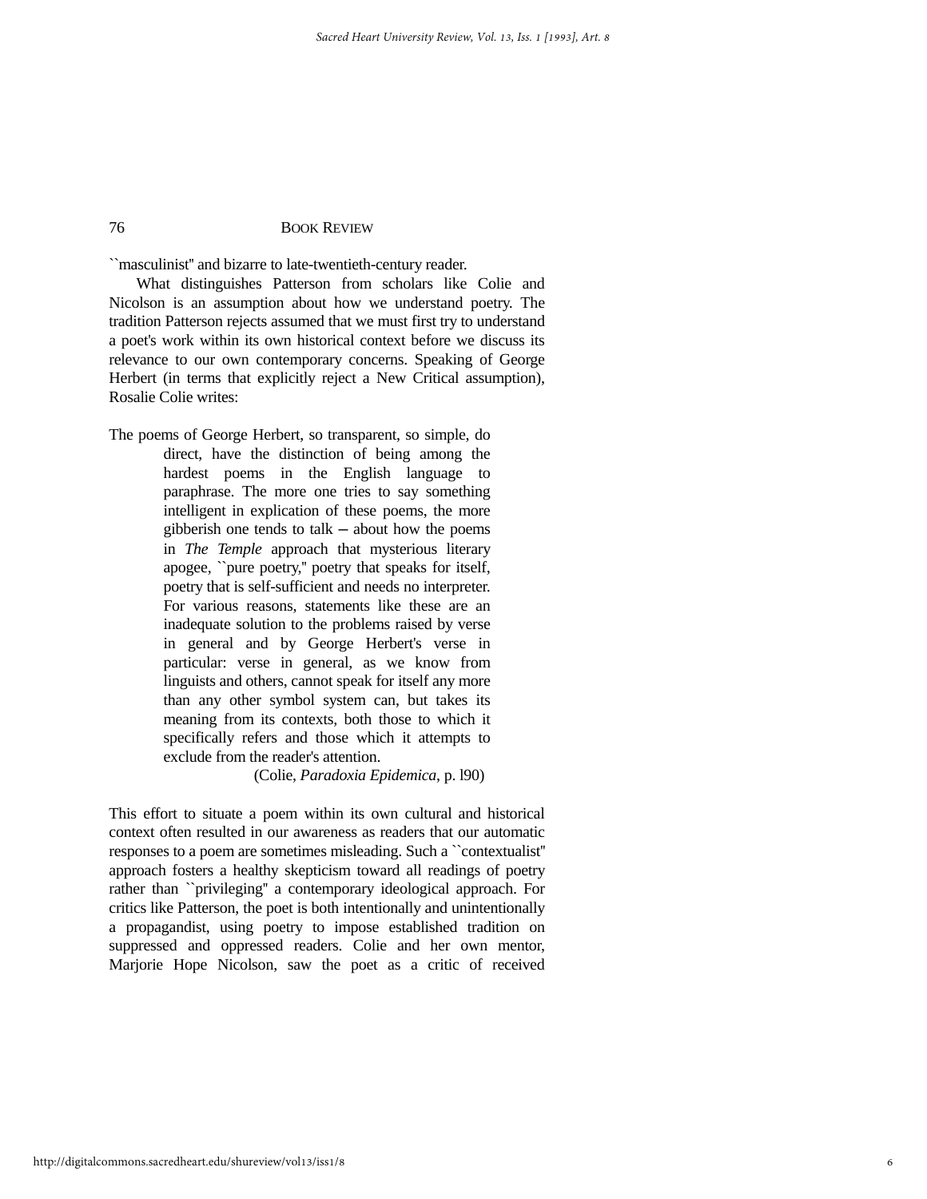``masculinist'' and bizarre to late-twentieth-century reader.

What distinguishes Patterson from scholars like Colie and Nicolson is an assumption about how we understand poetry. The tradition Patterson rejects assumed that we must first try to understand a poet's work within its own historical context before we discuss its relevance to our own contemporary concerns. Speaking of George Herbert (in terms that explicitly reject a New Critical assumption), Rosalie Colie writes:

> The poems of George Herbert, so transparent, so simple, do direct, have the distinction of being among the hardest poems in the English language to paraphrase. The more one tries to say something intelligent in explication of these poems, the more gibberish one tends to talk — about how the poems in *The Temple* approach that mysterious literary apogee, ``pure poetry,'' poetry that speaks for itself, poetry that is self-sufficient and needs no interpreter. For various reasons, statements like these are an inadequate solution to the problems raised by verse in general and by George Herbert's verse in particular: verse in general, as we know from linguists and others, cannot speak for itself any more than any other symbol system can, but takes its meaning from its contexts, both those to which it specifically refers and those which it attempts to exclude from the reader's attention.
>
> (Colie, *Paradoxia Epidemica*, p. l90)

This effort to situate a poem within its own cultural and historical context often resulted in our awareness as readers that our automatic responses to a poem are sometimes misleading. Such a ``contextualist'' approach fosters a healthy skepticism toward all readings of poetry rather than ``privileging'' a contemporary ideological approach. For critics like Patterson, the poet is both intentionally and unintentionally a propagandist, using poetry to impose established tradition on suppressed and oppressed readers. Colie and her own mentor, Marjorie Hope Nicolson, saw the poet as a critic of received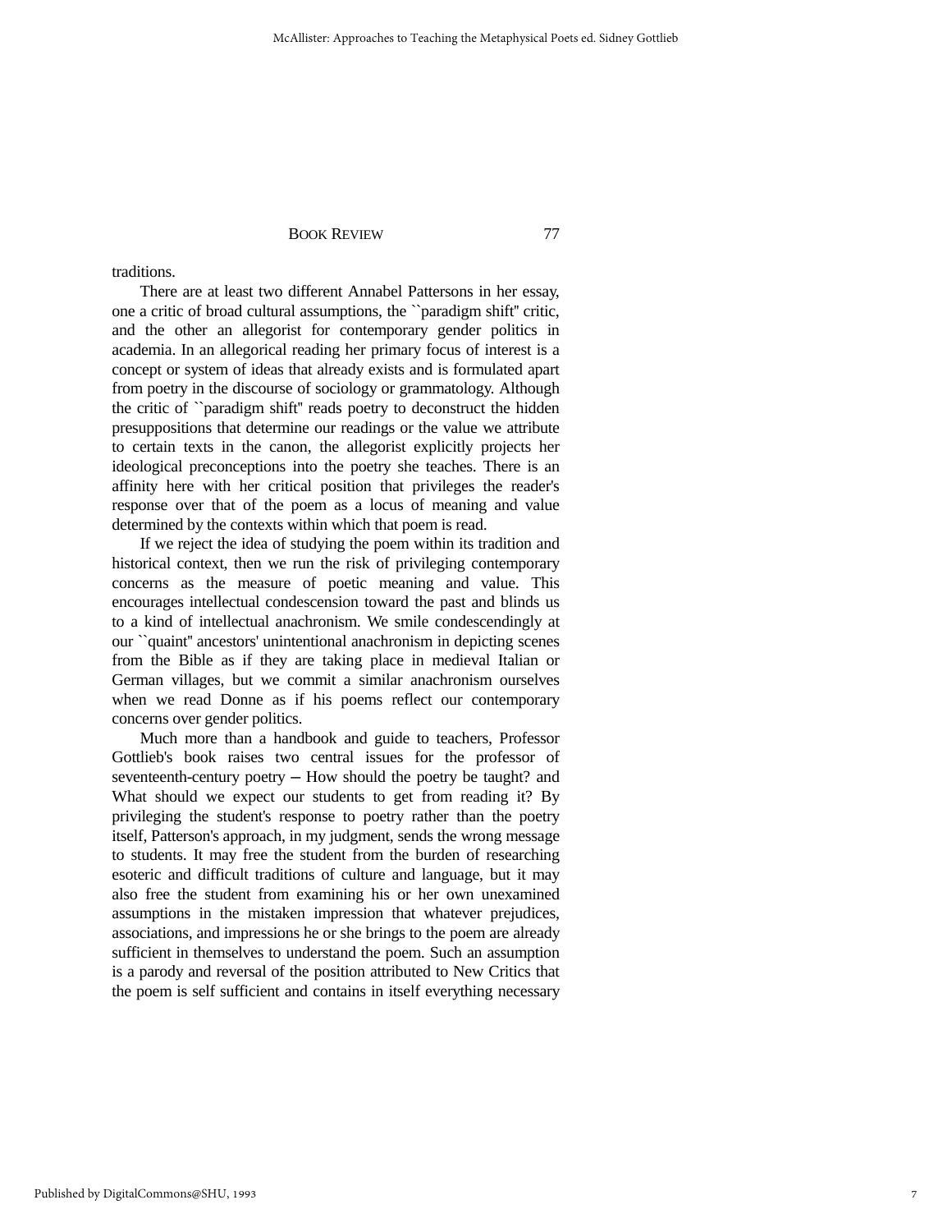traditions.

There are at least two different Annabel Pattersons in her essay, one a critic of broad cultural assumptions, the ``paradigm shift'' critic, and the other an allegorist for contemporary gender politics in academia. In an allegorical reading her primary focus of interest is a concept or system of ideas that already exists and is formulated apart from poetry in the discourse of sociology or grammatology. Although the critic of ``paradigm shift'' reads poetry to deconstruct the hidden presuppositions that determine our readings or the value we attribute to certain texts in the canon, the allegorist explicitly projects her ideological preconceptions into the poetry she teaches. There is an affinity here with her critical position that privileges the reader's response over that of the poem as a locus of meaning and value determined by the contexts within which that poem is read.

If we reject the idea of studying the poem within its tradition and historical context, then we run the risk of privileging contemporary concerns as the measure of poetic meaning and value. This encourages intellectual condescension toward the past and blinds us to a kind of intellectual anachronism. We smile condescendingly at our ``quaint'' ancestors' unintentional anachronism in depicting scenes from the Bible as if they are taking place in medieval Italian or German villages, but we commit a similar anachronism ourselves when we read Donne as if his poems reflect our contemporary concerns over gender politics.

Much more than a handbook and guide to teachers, Professor Gottlieb's book raises two central issues for the professor of seventeenth-century poetry — How should the poetry be taught? and What should we expect our students to get from reading it? By privileging the student's response to poetry rather than the poetry itself, Patterson's approach, in my judgment, sends the wrong message to students. It may free the student from the burden of researching esoteric and difficult traditions of culture and language, but it may also free the student from examining his or her own unexamined assumptions in the mistaken impression that whatever prejudices, associations, and impressions he or she brings to the poem are already sufficient in themselves to understand the poem. Such an assumption is a parody and reversal of the position attributed to New Critics that the poem is self sufficient and contains in itself everything necessary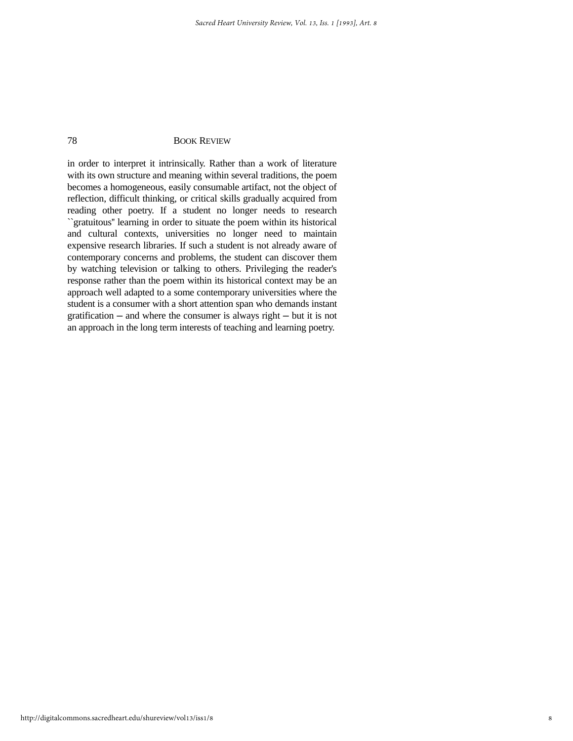in order to interpret it intrinsically. Rather than a work of literature with its own structure and meaning within several traditions, the poem becomes a homogeneous, easily consumable artifact, not the object of reflection, difficult thinking, or critical skills gradually acquired from reading other poetry. If a student no longer needs to research ``gratuitous'' learning in order to situate the poem within its historical and cultural contexts, universities no longer need to maintain expensive research libraries. If such a student is not already aware of contemporary concerns and problems, the student can discover them by watching television or talking to others. Privileging the reader's response rather than the poem within its historical context may be an approach well adapted to a some contemporary universities where the student is a consumer with a short attention span who demands instant gratification — and where the consumer is always right — but it is not an approach in the long term interests of teaching and learning poetry.